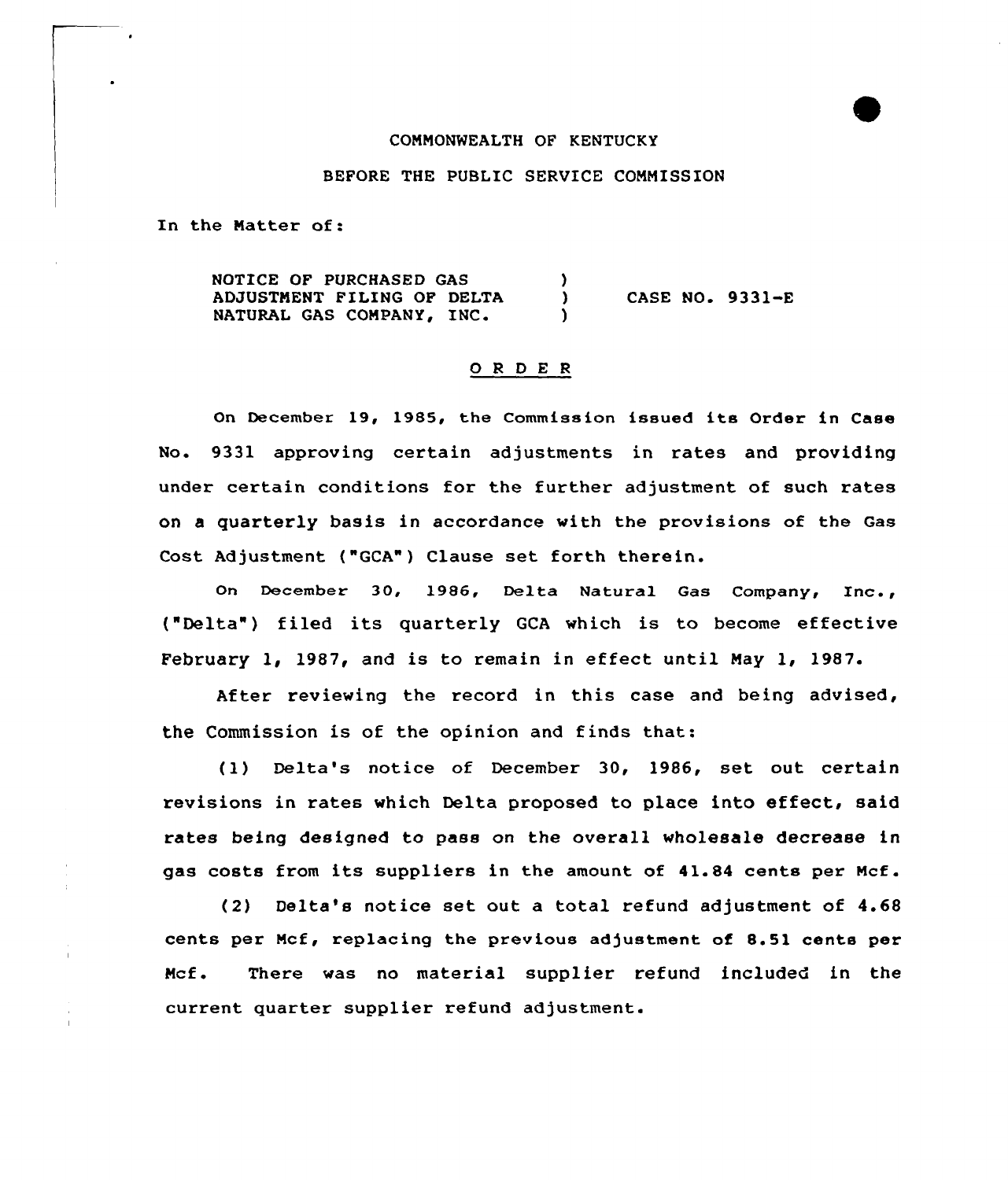COMMONWEALTH OF KENTUCKY

BEFORE THE PUBLIC SERVICE COMMISSION

In the Matter of:

| | | |
|---|---|---|
| NOTICE OF PURCHASED GAS ADJUSTMENT FILING OF DELTA NATURAL GAS COMPANY, INC. | ) ) ) | CASE NO. 9331-E |

## ORDER

On December 19, 1985, the Commission issued its Order in Case No. 9331 approving certain adjustments in rates and providing under certain conditions for the further adjustment of such rates on a quarterly basis in accordance with the provisions of the Gas Cost Adjustment ("GCA") Clause set forth therein.

On December 30, 1986, Delta Natural Gas Company, Inc., ("Delta") filed its quarterly GCA which is to become effective February 1, 1987, and is to remain in effect until May 1, 1987.

After reviewing the record in this case and being advised, the Commission is of the opinion and finds that:

(1) Delta's notice of December 30, 1986, set out certain revisions in rates which Delta proposed to place into effect, said rates being designed to pass on the overall wholesale decrease in gas costs from its suppliers in the amount of 41.84 cents per Mcf.

(2) Delta's notice set out a total refund adjustment of 4.68 cents per Mcf, replacing the previous adjustment of 8.51 cents per Mcf. There was no material supplier refund included in the current quarter supplier refund adjustment.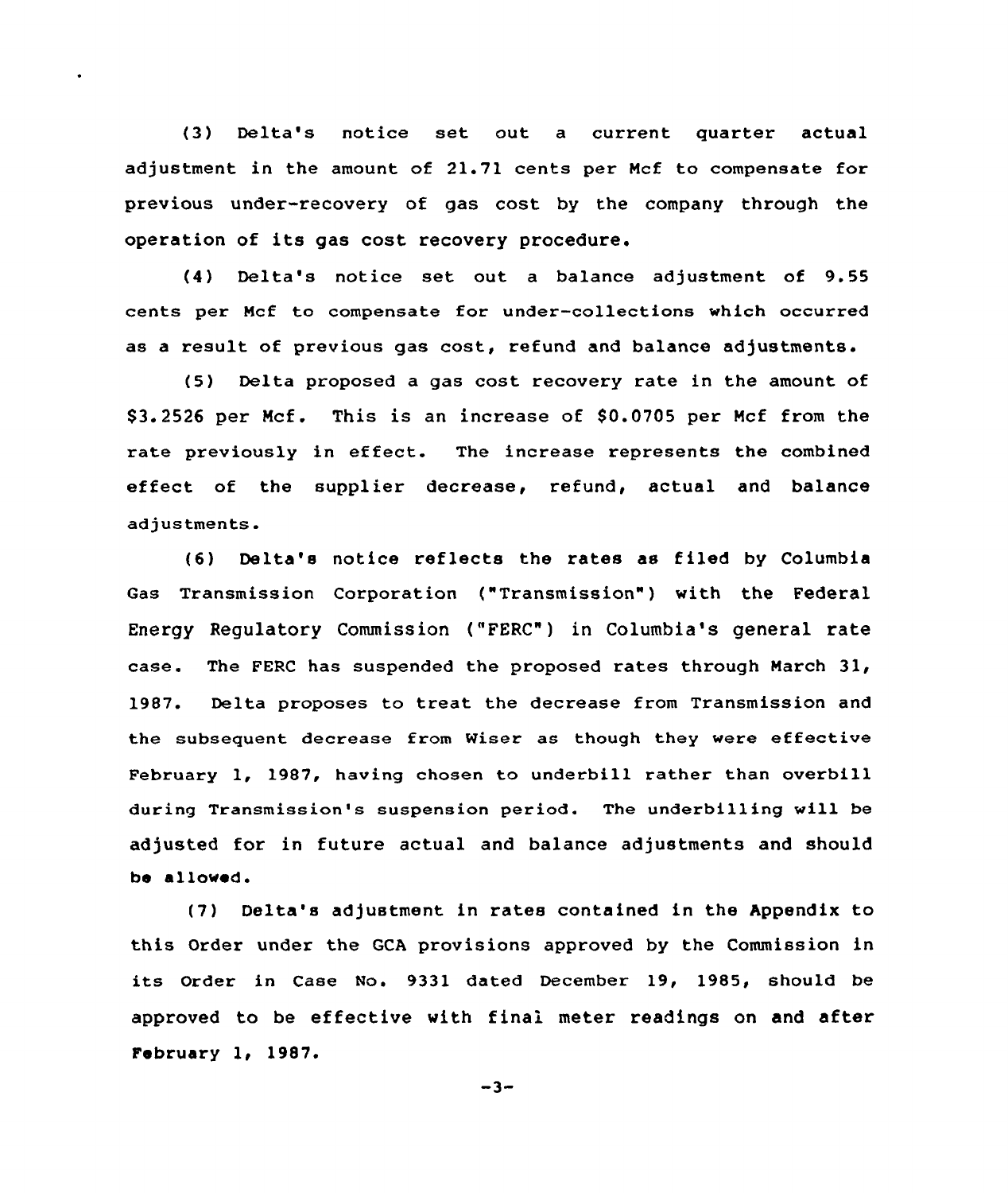(3) Delta's notice set out a current quarter actual adjustment in the amount of 21.71 cents per Mcf to compensate for previous under-recovery of gas cost by the company through the operation of its gas cost recovery procedure.

(4) Delta's notice set out a balance adjustment of 9.55 cents per Mcf to compensate for under-collections which occurred as a result of previous gas cost, refund and balance adjustments.

(5) Delta proposed a gas cost recovery rate in the amount of $3.2526 per Mcf. This is an increase of $0.0705 per Mcf from the rate previously in effect. The increase represents the combined effect of the supplier decrease, refund, actual and balance adjustments.

(6) Delta's notice reflects the rates as filed by Columbia Gas Transmission Corporation ("Transmission") with the Federal Energy Regulatory Commission ("FERC") in Columbia's general rate case. The FERC has suspended the proposed rates through March 31, 1987. Delta proposes to treat the decrease from Transmission and the subsequent decrease from Wiser as though they were effective February 1, 1987, having chosen to underbill rather than overbill during Transmission's suspension period. The underbilling will be adjusted for in future actual and balance adjustments and should be allowed.

(7) Delta's adjustment in rates contained in the Appendix to this Order under the GCA provisions approved by the Commission in its Order in Case No. 9331 dated December 19, 1985, should be approved to be effective with final meter readings on and after February 1, 1987.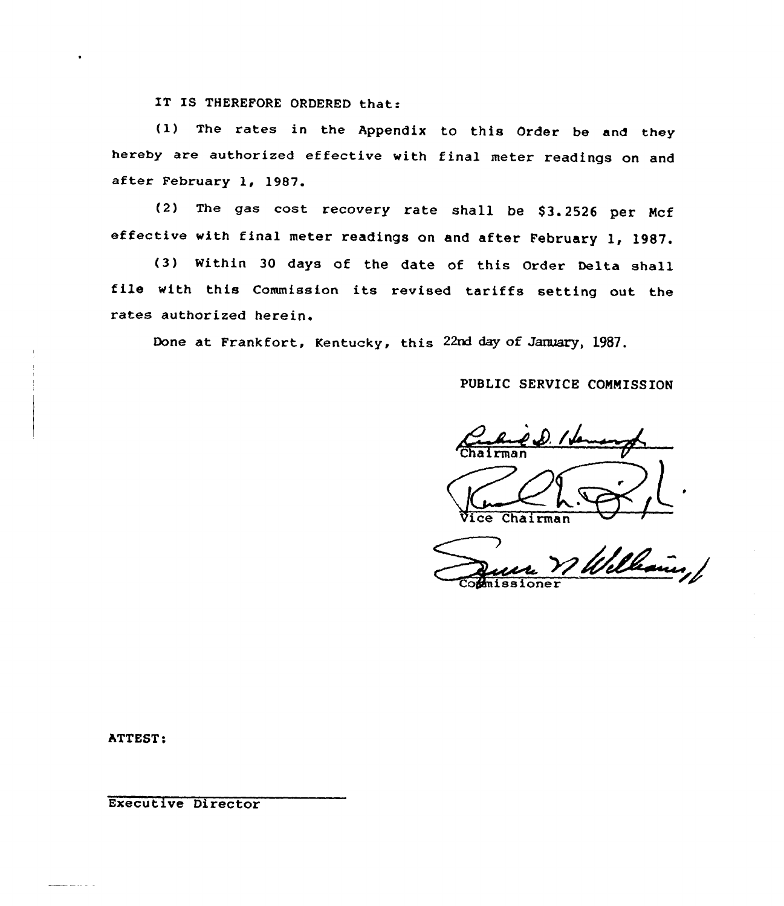IT IS THEREFORE ORDERED that:

(1) The rates in the Appendix to this Order be and they hereby are authorized effective with final meter readings on and after February 1, 1987.

(2) The gas cost recovery rate shall be $3.2526 per Mcf effective with final meter readings on and after February 1, 1987.

(3) Within 30 days of the date of this Order Delta shall file with this Commission its revised tariffs setting out the rates authorized herein.

Done at Frankfort, Kentucky, this 22nd day of January, 1987.

PUBLIC SERVICE COMMISSION

Chairman

Vice Chairman

Commissioner

ATTEST:

Executive Director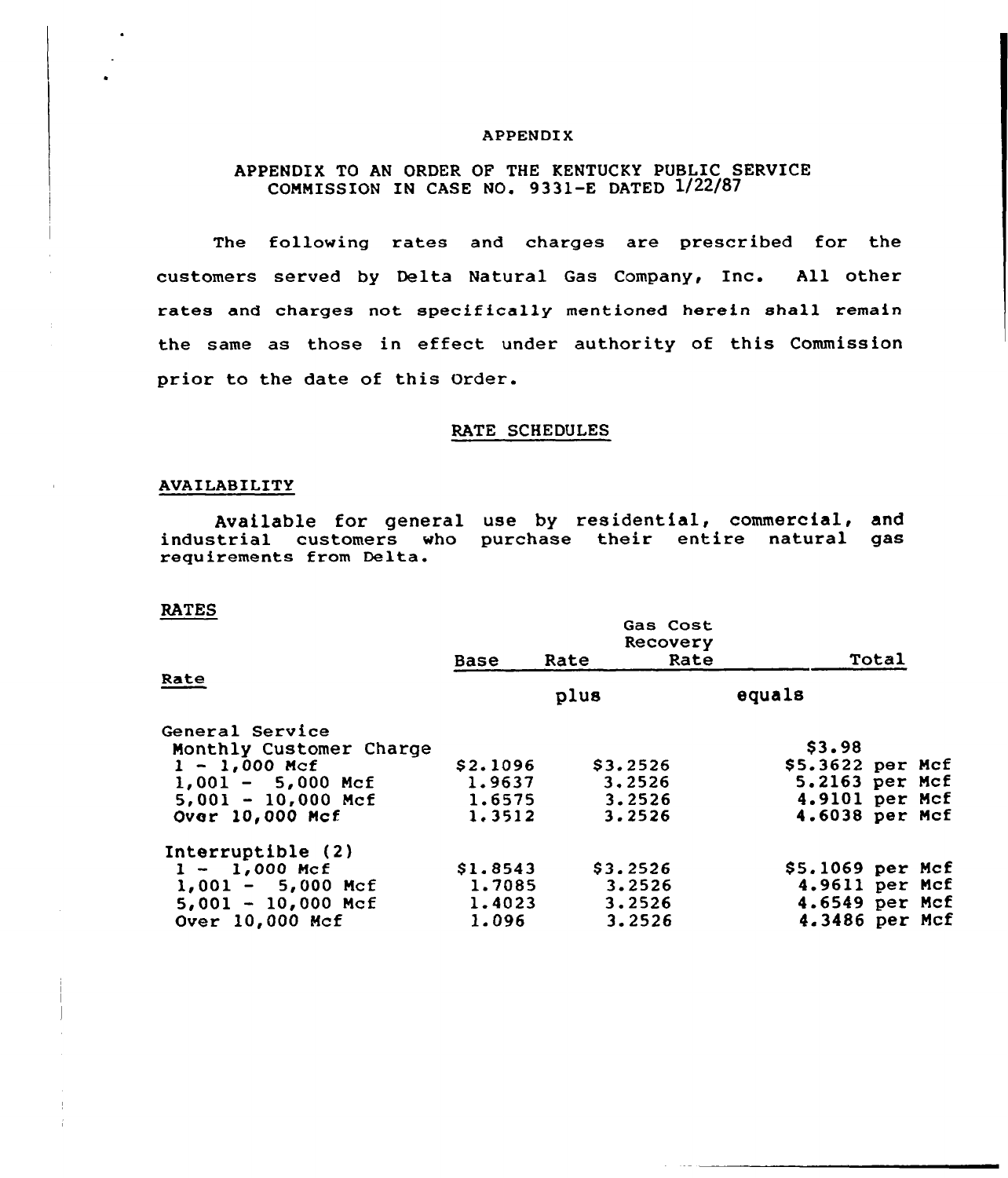APPENDIX

APPENDIX TO AN ORDER OF THE KENTUCKY PUBLIC SERVICE COMMISSION IN CASE NO. 9331-E DATED 1/22/87

The following rates and charges are prescribed for the customers served by Delta Natural Gas Company, Inc. All other rates and charges not specifically mentioned herein shall remain the same as those in effect under authority of this Commission prior to the date of this Order.

## RATE SCHEDULES

### AVAILABILITY

Available for general use by residential, commercial, and industrial customers who purchase their entire natural gas requirements from Delta.

### RATES

| Rate | Base Rate | Gas Cost Recovery Rate | Total |
|---|---|---|---|
| | plus | | equals |
| General Service | | | |
| Monthly Customer Charge | | | $3.98 |
| 1 - 1,000 Mcf | $2.1096 | $3.2526 | $5.3622 per Mcf |
| 1,001 - 5,000 Mcf | 1.9637 | 3.2526 | 5.2163 per Mcf |
| 5,001 - 10,000 Mcf | 1.6575 | 3.2526 | 4.9101 per Mcf |
| Over 10,000 Mcf | 1.3512 | 3.2526 | 4.6038 per Mcf |
| Interruptible (2) | | | |
| 1 - 1,000 Mcf | $1.8543 | $3.2526 | $5.1069 per Mcf |
| 1,001 - 5,000 Mcf | 1.7085 | 3.2526 | 4.9611 per Mcf |
| 5,001 - 10,000 Mcf | 1.4023 | 3.2526 | 4.6549 per Mcf |
| Over 10,000 Mcf | 1.096 | 3.2526 | 4.3486 per Mcf |